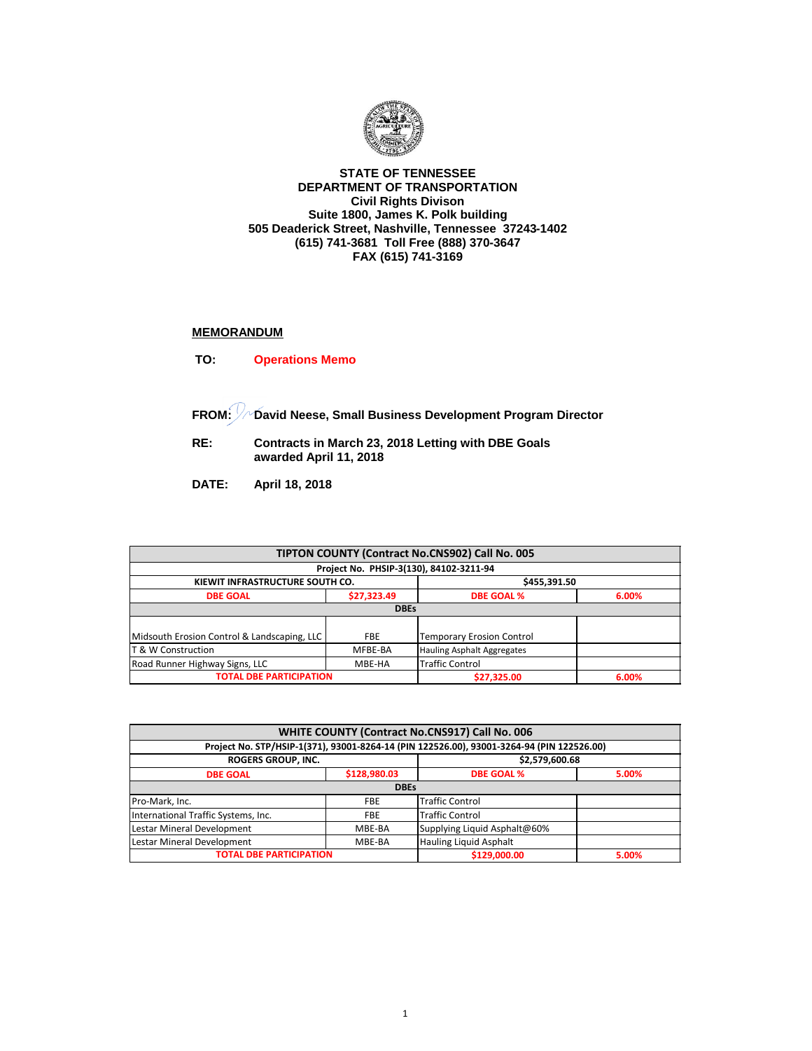**STATE OF TENNESSEE**
**DEPARTMENT OF TRANSPORTATION**
**Civil Rights Divison**
**Suite 1800, James K. Polk building**
**505 Deaderick Street, Nashville, Tennessee 37243-1402**
**(615) 741-3681 Toll Free (888) 370-3647**
**FAX (615) 741-3169**

## MEMORANDUM

**TO:** **Operations Memo**

**FROM:** **David Neese, Small Business Development Program Director**

**RE:** **Contracts in March 23, 2018 Letting with DBE Goals awarded April 11, 2018**

**DATE:** **April 18, 2018**

| TIPTON COUNTY (Contract No.CNS902) Call No. 005 | | | |
|---|---|---|---|
| Project No. PHSIP-3(130), 84102-3211-94 | | | |
| KIEWIT INFRASTRUCTURE SOUTH CO. | | $455,391.50 | |
| DBE GOAL | $27,323.49 | DBE GOAL % | 6.00% |
| DBEs | | | |
| Midsouth Erosion Control & Landscaping, LLC | FBE | Temporary Erosion Control | |
| T & W Construction | MFBE-BA | Hauling Asphalt Aggregates | |
| Road Runner Highway Signs, LLC | MBE-HA | Traffic Control | |
| TOTAL DBE PARTICIPATION | | $27,325.00 | 6.00% |

| WHITE COUNTY (Contract No.CNS917) Call No. 006 | | | |
|---|---|---|---|
| Project No. STP/HSIP-1(371), 93001-8264-14 (PIN 122526.00), 93001-3264-94 (PIN 122526.00) | | | |
| ROGERS GROUP, INC. | | $2,579,600.68 | |
| DBE GOAL | $128,980.03 | DBE GOAL % | 5.00% |
| DBEs | | | |
| Pro-Mark, Inc. | FBE | Traffic Control | |
| International Traffic Systems, Inc. | FBE | Traffic Control | |
| Lestar Mineral Development | MBE-BA | Supplying Liquid Asphalt@60% | |
| Lestar Mineral Development | MBE-BA | Hauling Liquid Asphalt | |
| TOTAL DBE PARTICIPATION | | $129,000.00 | 5.00% |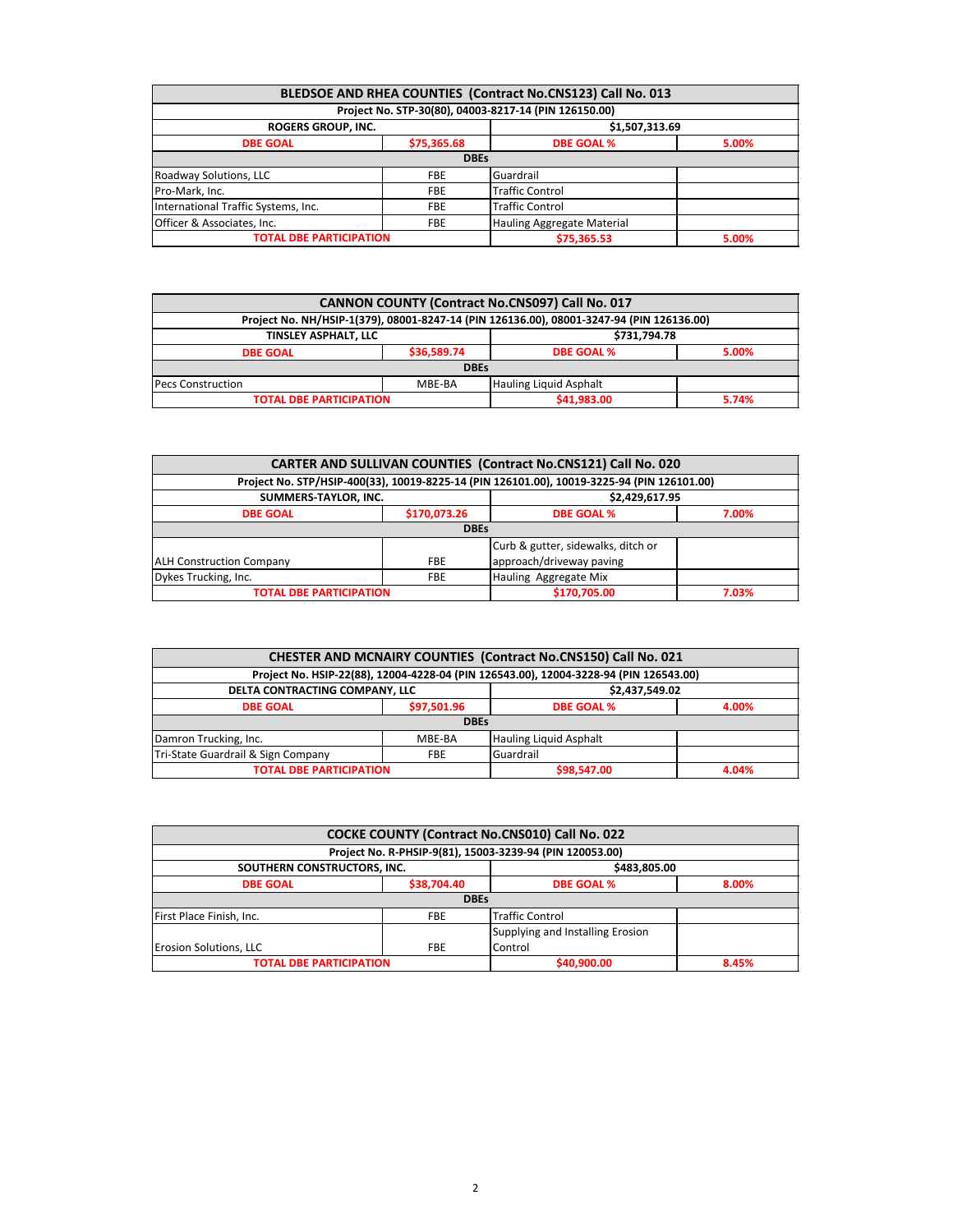| BLEDSOE AND RHEA COUNTIES (Contract No.CNS123) Call No. 013 | | | |
|---|---|---|---|
| Project No. STP-30(80), 04003-8217-14 (PIN 126150.00) | | | |
| ROGERS GROUP, INC. | | $1,507,313.69 | |
| DBE GOAL | $75,365.68 | DBE GOAL % | 5.00% |
| DBEs | | | |
| Roadway Solutions, LLC | FBE | Guardrail | |
| Pro-Mark, Inc. | FBE | Traffic Control | |
| International Traffic Systems, Inc. | FBE | Traffic Control | |
| Officer & Associates, Inc. | FBE | Hauling Aggregate Material | |
| TOTAL DBE PARTICIPATION | | $75,365.53 | 5.00% |

| CANNON COUNTY (Contract No.CNS097) Call No. 017 | | | |
|---|---|---|---|
| Project No. NH/HSIP-1(379), 08001-8247-14 (PIN 126136.00), 08001-3247-94 (PIN 126136.00) | | | |
| TINSLEY ASPHALT, LLC | | $731,794.78 | |
| DBE GOAL | $36,589.74 | DBE GOAL % | 5.00% |
| DBEs | | | |
| Pecs Construction | MBE-BA | Hauling Liquid Asphalt | |
| TOTAL DBE PARTICIPATION | | $41,983.00 | 5.74% |

| CARTER AND SULLIVAN COUNTIES (Contract No.CNS121) Call No. 020 | | | |
|---|---|---|---|
| Project No. STP/HSIP-400(33), 10019-8225-14 (PIN 126101.00), 10019-3225-94 (PIN 126101.00) | | | |
| SUMMERS-TAYLOR, INC. | | $2,429,617.95 | |
| DBE GOAL | $170,073.26 | DBE GOAL % | 7.00% |
| DBEs | | | |
| ALH Construction Company | FBE | Curb & gutter, sidewalks, ditch or approach/driveway paving | |
| Dykes Trucking, Inc. | FBE | Hauling Aggregate Mix | |
| TOTAL DBE PARTICIPATION | | $170,705.00 | 7.03% |

| CHESTER AND MCNAIRY COUNTIES (Contract No.CNS150) Call No. 021 | | | |
|---|---|---|---|
| Project No. HSIP-22(88), 12004-4228-04 (PIN 126543.00), 12004-3228-94 (PIN 126543.00) | | | |
| DELTA CONTRACTING COMPANY, LLC | | $2,437,549.02 | |
| DBE GOAL | $97,501.96 | DBE GOAL % | 4.00% |
| DBEs | | | |
| Damron Trucking, Inc. | MBE-BA | Hauling Liquid Asphalt | |
| Tri-State Guardrail & Sign Company | FBE | Guardrail | |
| TOTAL DBE PARTICIPATION | | $98,547.00 | 4.04% |

| COCKE COUNTY (Contract No.CNS010) Call No. 022 | | | |
|---|---|---|---|
| Project No. R-PHSIP-9(81), 15003-3239-94 (PIN 120053.00) | | | |
| SOUTHERN CONSTRUCTORS, INC. | | $483,805.00 | |
| DBE GOAL | $38,704.40 | DBE GOAL % | 8.00% |
| DBEs | | | |
| First Place Finish, Inc. | FBE | Traffic Control | |
| Erosion Solutions, LLC | FBE | Supplying and Installing Erosion Control | |
| TOTAL DBE PARTICIPATION | | $40,900.00 | 8.45% |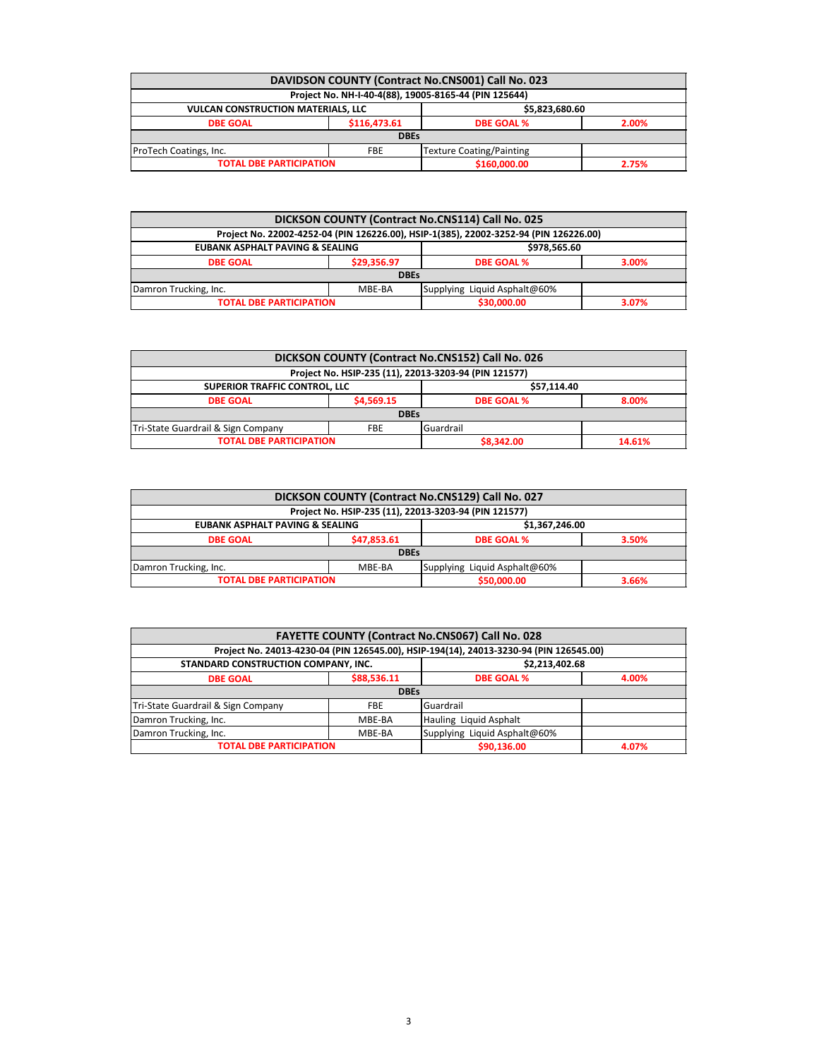| DAVIDSON COUNTY (Contract No.CNS001) Call No. 023 | | | |
|---|---|---|---|
| Project No. NH-I-40-4(88), 19005-8165-44 (PIN 125644) | | | |
| VULCAN CONSTRUCTION MATERIALS, LLC | | $5,823,680.60 | |
| DBE GOAL | $116,473.61 | DBE GOAL % | 2.00% |
| DBEs | | | |
| ProTech Coatings, Inc. | FBE | Texture Coating/Painting | |
| TOTAL DBE PARTICIPATION | | $160,000.00 | 2.75% |

| DICKSON COUNTY (Contract No.CNS114) Call No. 025 | | | |
|---|---|---|---|
| Project No. 22002-4252-04 (PIN 126226.00), HSIP-1(385), 22002-3252-94 (PIN 126226.00) | | | |
| EUBANK ASPHALT PAVING & SEALING | | $978,565.60 | |
| DBE GOAL | $29,356.97 | DBE GOAL % | 3.00% |
| DBEs | | | |
| Damron Trucking, Inc. | MBE-BA | Supplying Liquid Asphalt@60% | |
| TOTAL DBE PARTICIPATION | | $30,000.00 | 3.07% |

| DICKSON COUNTY (Contract No.CNS152) Call No. 026 | | | |
|---|---|---|---|
| Project No. HSIP-235 (11), 22013-3203-94 (PIN 121577) | | | |
| SUPERIOR TRAFFIC CONTROL, LLC | | $57,114.40 | |
| DBE GOAL | $4,569.15 | DBE GOAL % | 8.00% |
| DBEs | | | |
| Tri-State Guardrail & Sign Company | FBE | Guardrail | |
| TOTAL DBE PARTICIPATION | | $8,342.00 | 14.61% |

| DICKSON COUNTY (Contract No.CNS129) Call No. 027 | | | |
|---|---|---|---|
| Project No. HSIP-235 (11), 22013-3203-94 (PIN 121577) | | | |
| EUBANK ASPHALT PAVING & SEALING | | $1,367,246.00 | |
| DBE GOAL | $47,853.61 | DBE GOAL % | 3.50% |
| DBEs | | | |
| Damron Trucking, Inc. | MBE-BA | Supplying Liquid Asphalt@60% | |
| TOTAL DBE PARTICIPATION | | $50,000.00 | 3.66% |

| FAYETTE COUNTY (Contract No.CNS067) Call No. 028 | | | |
|---|---|---|---|
| Project No. 24013-4230-04 (PIN 126545.00), HSIP-194(14), 24013-3230-94 (PIN 126545.00) | | | |
| STANDARD CONSTRUCTION COMPANY, INC. | | $2,213,402.68 | |
| DBE GOAL | $88,536.11 | DBE GOAL % | 4.00% |
| DBEs | | | |
| Tri-State Guardrail & Sign Company | FBE | Guardrail | |
| Damron Trucking, Inc. | MBE-BA | Hauling Liquid Asphalt | |
| Damron Trucking, Inc. | MBE-BA | Supplying Liquid Asphalt@60% | |
| TOTAL DBE PARTICIPATION | | $90,136.00 | 4.07% |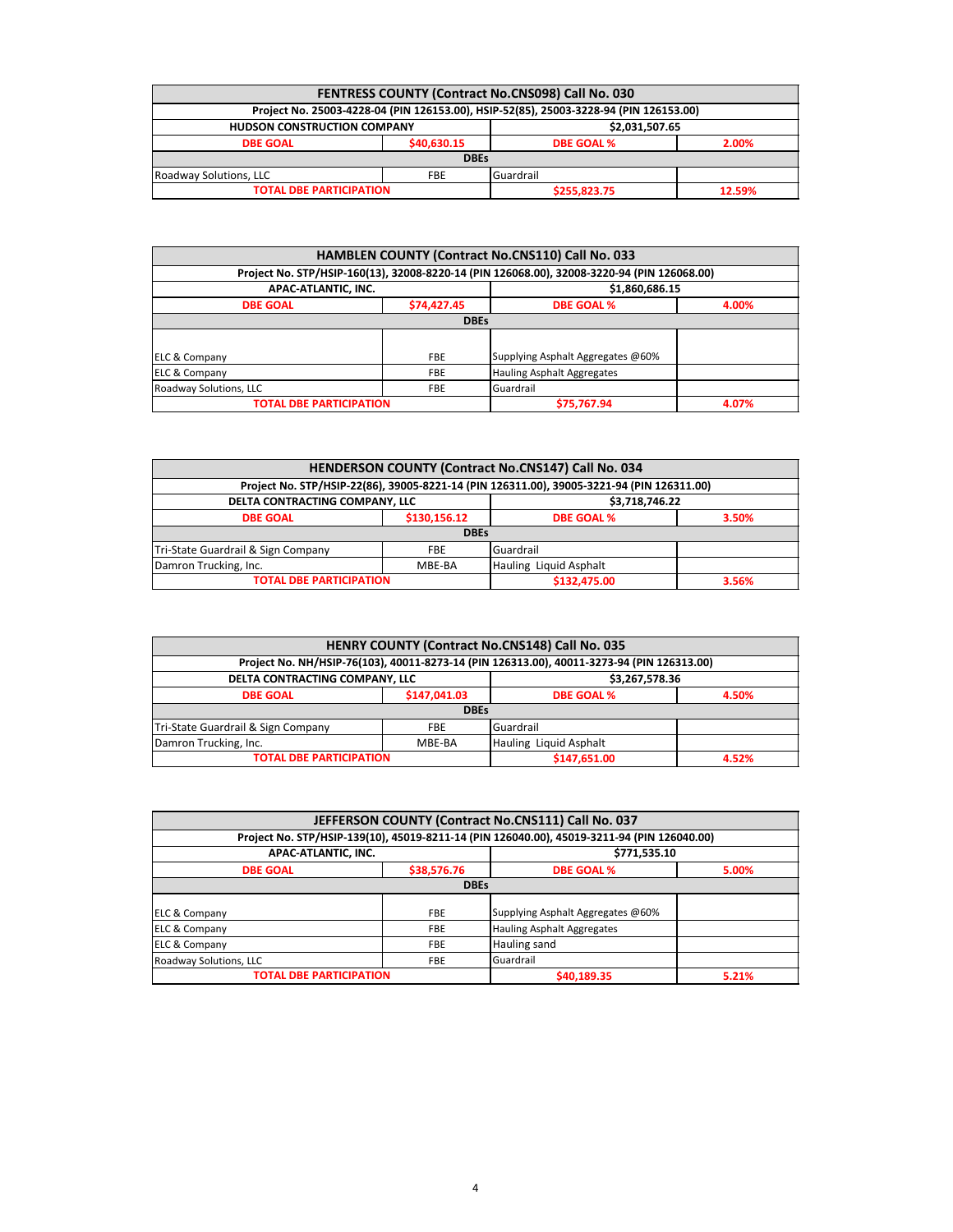| FENTRESS COUNTY (Contract No.CNS098) Call No. 030 | | | |
|---|---|---|---|
| Project No. 25003-4228-04 (PIN 126153.00), HSIP-52(85), 25003-3228-94 (PIN 126153.00) | | | |
| HUDSON CONSTRUCTION COMPANY | | $2,031,507.65 | |
| DBE GOAL | $40,630.15 | DBE GOAL % | 2.00% |
| DBEs | | | |
| Roadway Solutions, LLC | FBE | Guardrail | |
| TOTAL DBE PARTICIPATION | | $255,823.75 | 12.59% |

| HAMBLEN COUNTY (Contract No.CNS110) Call No. 033 | | | |
|---|---|---|---|
| Project No. STP/HSIP-160(13), 32008-8220-14 (PIN 126068.00), 32008-3220-94 (PIN 126068.00) | | | |
| APAC-ATLANTIC, INC. | | $1,860,686.15 | |
| DBE GOAL | $74,427.45 | DBE GOAL % | 4.00% |
| DBEs | | | |
| ELC & Company | FBE | Supplying Asphalt Aggregates @60% | |
| ELC & Company | FBE | Hauling Asphalt Aggregates | |
| Roadway Solutions, LLC | FBE | Guardrail | |
| TOTAL DBE PARTICIPATION | | $75,767.94 | 4.07% |

| HENDERSON COUNTY (Contract No.CNS147) Call No. 034 | | | |
|---|---|---|---|
| Project No. STP/HSIP-22(86), 39005-8221-14 (PIN 126311.00), 39005-3221-94 (PIN 126311.00) | | | |
| DELTA CONTRACTING COMPANY, LLC | | $3,718,746.22 | |
| DBE GOAL | $130,156.12 | DBE GOAL % | 3.50% |
| DBEs | | | |
| Tri-State Guardrail & Sign Company | FBE | Guardrail | |
| Damron Trucking, Inc. | MBE-BA | Hauling Liquid Asphalt | |
| TOTAL DBE PARTICIPATION | | $132,475.00 | 3.56% |

| HENRY COUNTY (Contract No.CNS148) Call No. 035 | | | |
|---|---|---|---|
| Project No. NH/HSIP-76(103), 40011-8273-14 (PIN 126313.00), 40011-3273-94 (PIN 126313.00) | | | |
| DELTA CONTRACTING COMPANY, LLC | | $3,267,578.36 | |
| DBE GOAL | $147,041.03 | DBE GOAL % | 4.50% |
| DBEs | | | |
| Tri-State Guardrail & Sign Company | FBE | Guardrail | |
| Damron Trucking, Inc. | MBE-BA | Hauling Liquid Asphalt | |
| TOTAL DBE PARTICIPATION | | $147,651.00 | 4.52% |

| JEFFERSON COUNTY (Contract No.CNS111) Call No. 037 | | | |
|---|---|---|---|
| Project No. STP/HSIP-139(10), 45019-8211-14 (PIN 126040.00), 45019-3211-94 (PIN 126040.00) | | | |
| APAC-ATLANTIC, INC. | | $771,535.10 | |
| DBE GOAL | $38,576.76 | DBE GOAL % | 5.00% |
| DBEs | | | |
| ELC & Company | FBE | Supplying Asphalt Aggregates @60% | |
| ELC & Company | FBE | Hauling Asphalt Aggregates | |
| ELC & Company | FBE | Hauling sand | |
| Roadway Solutions, LLC | FBE | Guardrail | |
| TOTAL DBE PARTICIPATION | | $40,189.35 | 5.21% |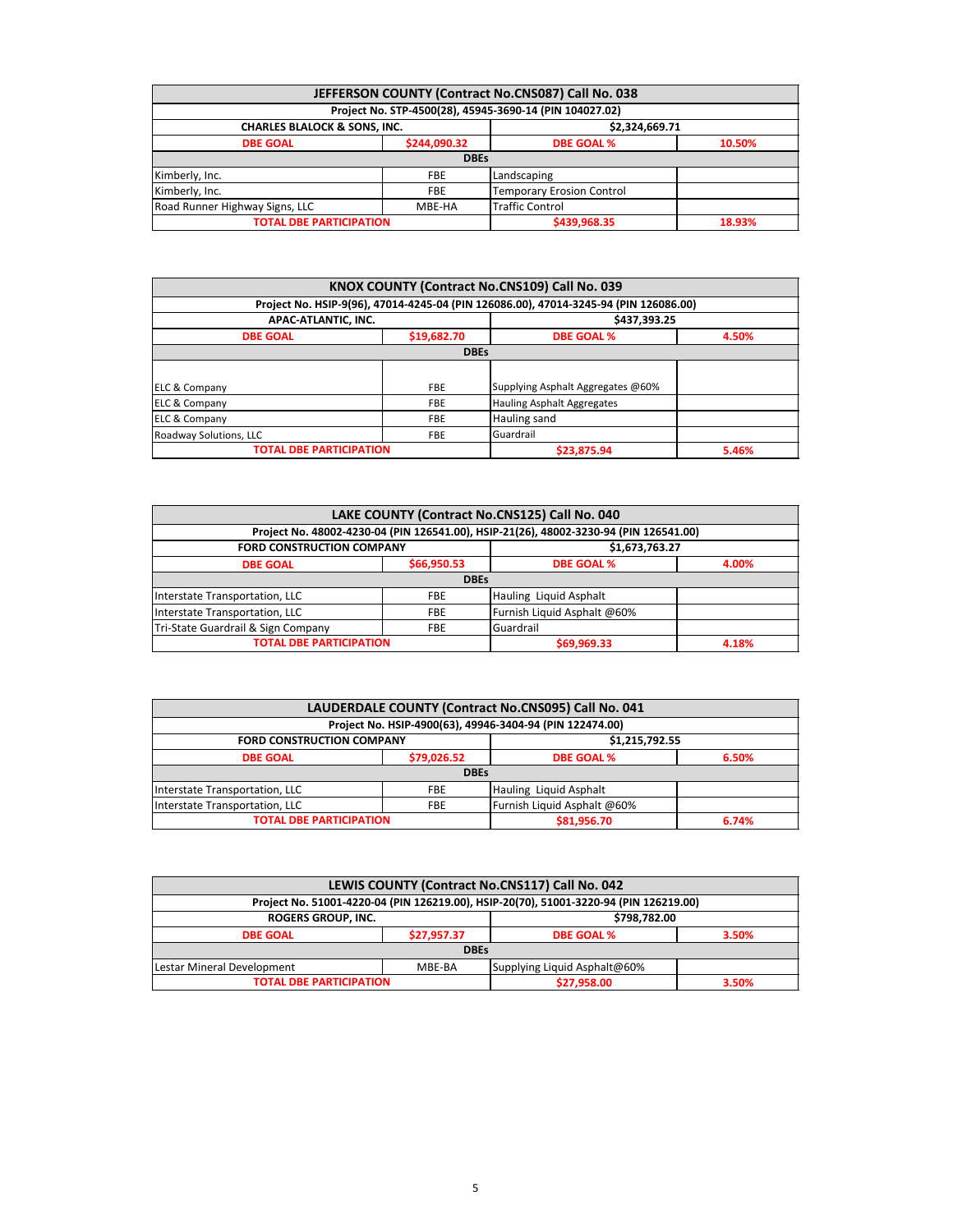| JEFFERSON COUNTY (Contract No.CNS087) Call No. 038 | | | |
|---|---|---|---|
| Project No. STP-4500(28), 45945-3690-14 (PIN 104027.02) | | | |
| CHARLES BLALOCK & SONS, INC. | | $2,324,669.71 | |
| DBE GOAL | $244,090.32 | DBE GOAL % | 10.50% |
| DBEs | | | |
| Kimberly, Inc. | FBE | Landscaping | |
| Kimberly, Inc. | FBE | Temporary Erosion Control | |
| Road Runner Highway Signs, LLC | MBE-HA | Traffic Control | |
| TOTAL DBE PARTICIPATION | | $439,968.35 | 18.93% |

| KNOX COUNTY (Contract No.CNS109) Call No. 039 | | | |
|---|---|---|---|
| Project No. HSIP-9(96), 47014-4245-04 (PIN 126086.00), 47014-3245-94 (PIN 126086.00) | | | |
| APAC-ATLANTIC, INC. | | $437,393.25 | |
| DBE GOAL | $19,682.70 | DBE GOAL % | 4.50% |
| DBEs | | | |
| ELC & Company | FBE | Supplying Asphalt Aggregates @60% | |
| ELC & Company | FBE | Hauling Asphalt Aggregates | |
| ELC & Company | FBE | Hauling sand | |
| Roadway Solutions, LLC | FBE | Guardrail | |
| TOTAL DBE PARTICIPATION | | $23,875.94 | 5.46% |

| LAKE COUNTY (Contract No.CNS125) Call No. 040 | | | |
|---|---|---|---|
| Project No. 48002-4230-04 (PIN 126541.00), HSIP-21(26), 48002-3230-94 (PIN 126541.00) | | | |
| FORD CONSTRUCTION COMPANY | | $1,673,763.27 | |
| DBE GOAL | $66,950.53 | DBE GOAL % | 4.00% |
| DBEs | | | |
| Interstate Transportation, LLC | FBE | Hauling Liquid Asphalt | |
| Interstate Transportation, LLC | FBE | Furnish Liquid Asphalt @60% | |
| Tri-State Guardrail & Sign Company | FBE | Guardrail | |
| TOTAL DBE PARTICIPATION | | $69,969.33 | 4.18% |

| LAUDERDALE COUNTY (Contract No.CNS095) Call No. 041 | | | |
|---|---|---|---|
| Project No. HSIP-4900(63), 49946-3404-94 (PIN 122474.00) | | | |
| FORD CONSTRUCTION COMPANY | | $1,215,792.55 | |
| DBE GOAL | $79,026.52 | DBE GOAL % | 6.50% |
| DBEs | | | |
| Interstate Transportation, LLC | FBE | Hauling Liquid Asphalt | |
| Interstate Transportation, LLC | FBE | Furnish Liquid Asphalt @60% | |
| TOTAL DBE PARTICIPATION | | $81,956.70 | 6.74% |

| LEWIS COUNTY (Contract No.CNS117) Call No. 042 | | | |
|---|---|---|---|
| Project No. 51001-4220-04 (PIN 126219.00), HSIP-20(70), 51001-3220-94 (PIN 126219.00) | | | |
| ROGERS GROUP, INC. | | $798,782.00 | |
| DBE GOAL | $27,957.37 | DBE GOAL % | 3.50% |
| DBEs | | | |
| Lestar Mineral Development | MBE-BA | Supplying Liquid Asphalt@60% | |
| TOTAL DBE PARTICIPATION | | $27,958.00 | 3.50% |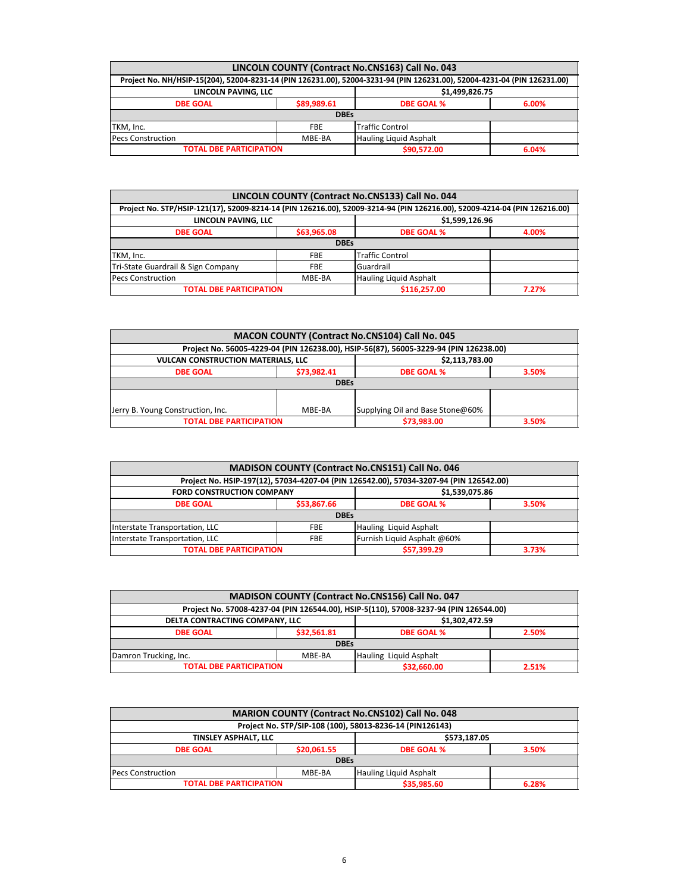| LINCOLN COUNTY (Contract No.CNS163) Call No. 043 | | | |
|---|---|---|---|
| Project No. NH/HSIP-15(204), 52004-8231-14 (PIN 126231.00), 52004-3231-94 (PIN 126231.00), 52004-4231-04 (PIN 126231.00) | | | |
| LINCOLN PAVING, LLC | | $1,499,826.75 | |
| DBE GOAL | $89,989.61 | DBE GOAL % | 6.00% |
| DBEs | | | |
| TKM, Inc. | FBE | Traffic Control | |
| Pecs Construction | MBE-BA | Hauling Liquid Asphalt | |
| TOTAL DBE PARTICIPATION | | $90,572.00 | 6.04% |

| LINCOLN COUNTY (Contract No.CNS133) Call No. 044 | | | |
|---|---|---|---|
| Project No. STP/HSIP-121(17), 52009-8214-14 (PIN 126216.00), 52009-3214-94 (PIN 126216.00), 52009-4214-04 (PIN 126216.00) | | | |
| LINCOLN PAVING, LLC | | $1,599,126.96 | |
| DBE GOAL | $63,965.08 | DBE GOAL % | 4.00% |
| DBEs | | | |
| TKM, Inc. | FBE | Traffic Control | |
| Tri-State Guardrail & Sign Company | FBE | Guardrail | |
| Pecs Construction | MBE-BA | Hauling Liquid Asphalt | |
| TOTAL DBE PARTICIPATION | | $116,257.00 | 7.27% |

| MACON COUNTY (Contract No.CNS104) Call No. 045 | | | |
|---|---|---|---|
| Project No. 56005-4229-04 (PIN 126238.00), HSIP-56(87), 56005-3229-94 (PIN 126238.00) | | | |
| VULCAN CONSTRUCTION MATERIALS, LLC | | $2,113,783.00 | |
| DBE GOAL | $73,982.41 | DBE GOAL % | 3.50% |
| DBEs | | | |
| Jerry B. Young Construction, Inc. | MBE-BA | Supplying Oil and Base Stone@60% | |
| TOTAL DBE PARTICIPATION | | $73,983.00 | 3.50% |

| MADISON COUNTY (Contract No.CNS151) Call No. 046 | | | |
|---|---|---|---|
| Project No. HSIP-197(12), 57034-4207-04 (PIN 126542.00), 57034-3207-94 (PIN 126542.00) | | | |
| FORD CONSTRUCTION COMPANY | | $1,539,075.86 | |
| DBE GOAL | $53,867.66 | DBE GOAL % | 3.50% |
| DBEs | | | |
| Interstate Transportation, LLC | FBE | Hauling Liquid Asphalt | |
| Interstate Transportation, LLC | FBE | Furnish Liquid Asphalt @60% | |
| TOTAL DBE PARTICIPATION | | $57,399.29 | 3.73% |

| MADISON COUNTY (Contract No.CNS156) Call No. 047 | | | |
|---|---|---|---|
| Project No. 57008-4237-04 (PIN 126544.00), HSIP-5(110), 57008-3237-94 (PIN 126544.00) | | | |
| DELTA CONTRACTING COMPANY, LLC | | $1,302,472.59 | |
| DBE GOAL | $32,561.81 | DBE GOAL % | 2.50% |
| DBEs | | | |
| Damron Trucking, Inc. | MBE-BA | Hauling Liquid Asphalt | |
| TOTAL DBE PARTICIPATION | | $32,660.00 | 2.51% |

| MARION COUNTY (Contract No.CNS102) Call No. 048 | | | |
|---|---|---|---|
| Project No. STP/SIP-108 (100), 58013-8236-14 (PIN126143) | | | |
| TINSLEY ASPHALT, LLC | | $573,187.05 | |
| DBE GOAL | $20,061.55 | DBE GOAL % | 3.50% |
| DBEs | | | |
| Pecs Construction | MBE-BA | Hauling Liquid Asphalt | |
| TOTAL DBE PARTICIPATION | | $35,985.60 | 6.28% |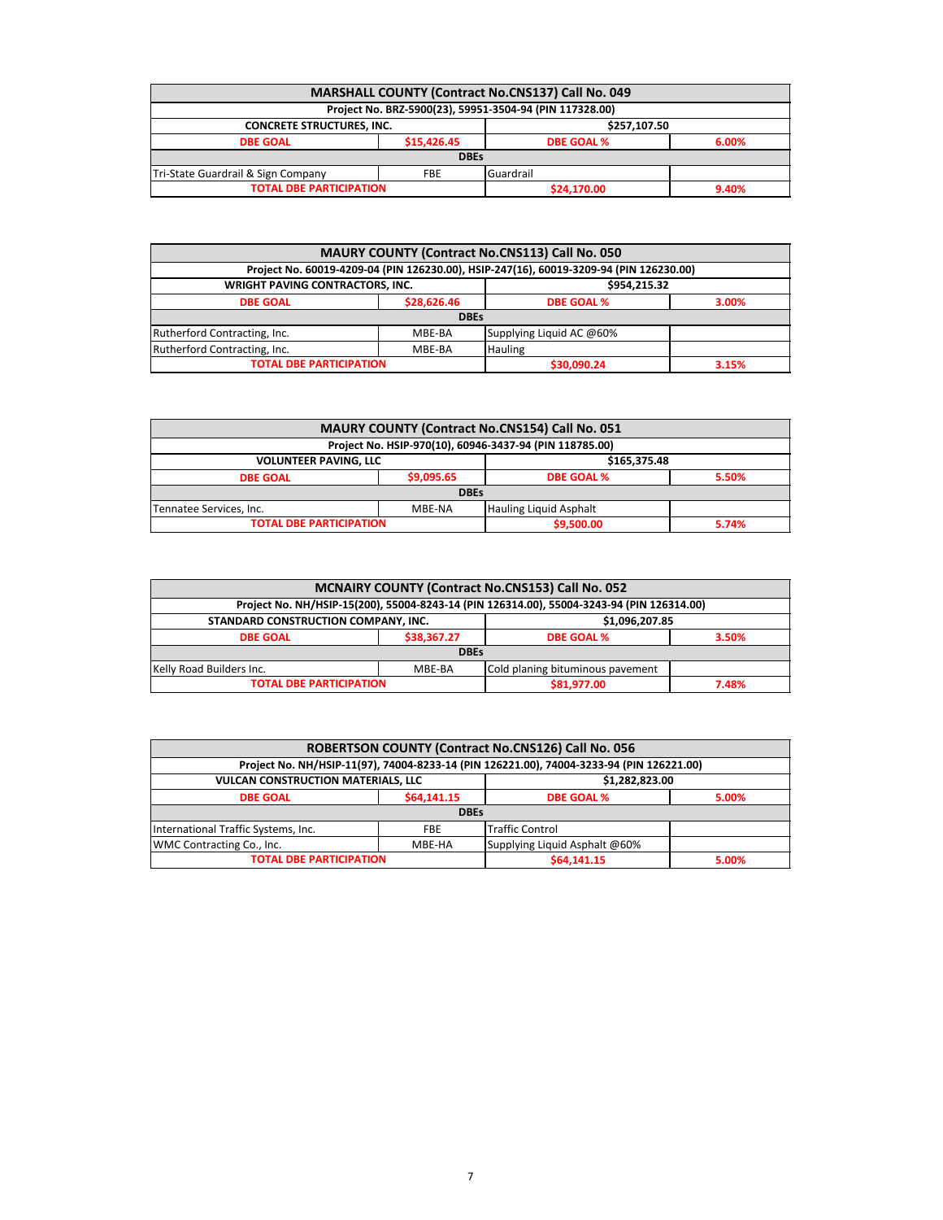| MARSHALL COUNTY (Contract No.CNS137) Call No. 049 | | | |
|---|---|---|---|
| Project No. BRZ-5900(23), 59951-3504-94 (PIN 117328.00) | | | |
| CONCRETE STRUCTURES, INC. | | $257,107.50 | |
| DBE GOAL | $15,426.45 | DBE GOAL % | 6.00% |
| DBEs | | | |
| Tri-State Guardrail & Sign Company | FBE | Guardrail | |
| TOTAL DBE PARTICIPATION | | $24,170.00 | 9.40% |

| MAURY COUNTY (Contract No.CNS113) Call No. 050 | | | |
|---|---|---|---|
| Project No. 60019-4209-04 (PIN 126230.00), HSIP-247(16), 60019-3209-94 (PIN 126230.00) | | | |
| WRIGHT PAVING CONTRACTORS, INC. | | $954,215.32 | |
| DBE GOAL | $28,626.46 | DBE GOAL % | 3.00% |
| DBEs | | | |
| Rutherford Contracting, Inc. | MBE-BA | Supplying Liquid AC @60% | |
| Rutherford Contracting, Inc. | MBE-BA | Hauling | |
| TOTAL DBE PARTICIPATION | | $30,090.24 | 3.15% |

| MAURY COUNTY (Contract No.CNS154) Call No. 051 | | | |
|---|---|---|---|
| Project No. HSIP-970(10), 60946-3437-94 (PIN 118785.00) | | | |
| VOLUNTEER PAVING, LLC | | $165,375.48 | |
| DBE GOAL | $9,095.65 | DBE GOAL % | 5.50% |
| DBEs | | | |
| Tennatee Services, Inc. | MBE-NA | Hauling Liquid Asphalt | |
| TOTAL DBE PARTICIPATION | | $9,500.00 | 5.74% |

| MCNAIRY COUNTY (Contract No.CNS153) Call No. 052 | | | |
|---|---|---|---|
| Project No. NH/HSIP-15(200), 55004-8243-14 (PIN 126314.00), 55004-3243-94 (PIN 126314.00) | | | |
| STANDARD CONSTRUCTION COMPANY, INC. | | $1,096,207.85 | |
| DBE GOAL | $38,367.27 | DBE GOAL % | 3.50% |
| DBEs | | | |
| Kelly Road Builders Inc. | MBE-BA | Cold planing bituminous pavement | |
| TOTAL DBE PARTICIPATION | | $81,977.00 | 7.48% |

| ROBERTSON COUNTY (Contract No.CNS126) Call No. 056 | | | |
|---|---|---|---|
| Project No. NH/HSIP-11(97), 74004-8233-14 (PIN 126221.00), 74004-3233-94 (PIN 126221.00) | | | |
| VULCAN CONSTRUCTION MATERIALS, LLC | | $1,282,823.00 | |
| DBE GOAL | $64,141.15 | DBE GOAL % | 5.00% |
| DBEs | | | |
| International Traffic Systems, Inc. | FBE | Traffic Control | |
| WMC Contracting Co., Inc. | MBE-HA | Supplying Liquid Asphalt @60% | |
| TOTAL DBE PARTICIPATION | | $64,141.15 | 5.00% |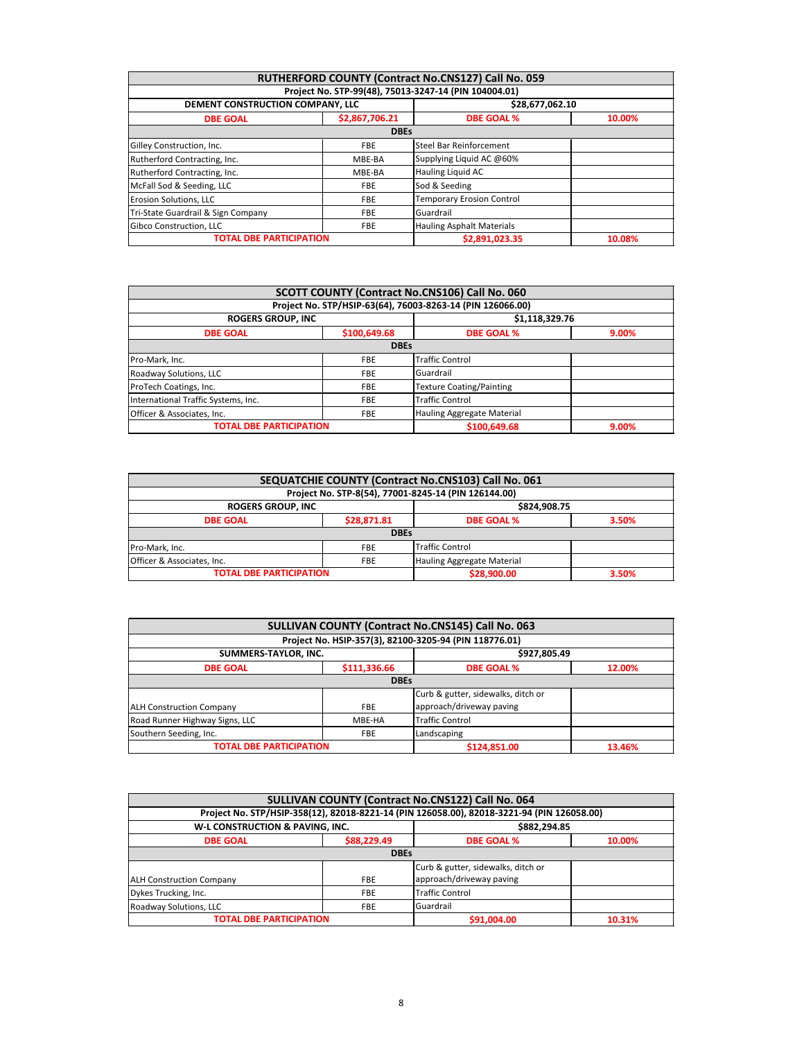| RUTHERFORD COUNTY (Contract No.CNS127) Call No. 059 | | | |
|---|---|---|---|
| Project No. STP-99(48), 75013-3247-14 (PIN 104004.01) | | | |
| DEMENT CONSTRUCTION COMPANY, LLC | | $28,677,062.10 | |
| DBE GOAL | $2,867,706.21 | DBE GOAL % | 10.00% |
| DBEs | | | |
| Gilley Construction, Inc. | FBE | Steel Bar Reinforcement | |
| Rutherford Contracting, Inc. | MBE-BA | Supplying Liquid AC @60% | |
| Rutherford Contracting, Inc. | MBE-BA | Hauling Liquid AC | |
| McFall Sod & Seeding, LLC | FBE | Sod & Seeding | |
| Erosion Solutions, LLC | FBE | Temporary Erosion Control | |
| Tri-State Guardrail & Sign Company | FBE | Guardrail | |
| Gibco Construction, LLC | FBE | Hauling Asphalt Materials | |
| TOTAL DBE PARTICIPATION | | $2,891,023.35 | 10.08% |

| SCOTT COUNTY (Contract No.CNS106) Call No. 060 | | | |
|---|---|---|---|
| Project No. STP/HSIP-63(64), 76003-8263-14 (PIN 126066.00) | | | |
| ROGERS GROUP, INC | | $1,118,329.76 | |
| DBE GOAL | $100,649.68 | DBE GOAL % | 9.00% |
| DBEs | | | |
| Pro-Mark, Inc. | FBE | Traffic Control | |
| Roadway Solutions, LLC | FBE | Guardrail | |
| ProTech Coatings, Inc. | FBE | Texture Coating/Painting | |
| International Traffic Systems, Inc. | FBE | Traffic Control | |
| Officer & Associates, Inc. | FBE | Hauling Aggregate Material | |
| TOTAL DBE PARTICIPATION | | $100,649.68 | 9.00% |

| SEQUATCHIE COUNTY (Contract No.CNS103) Call No. 061 | | | |
|---|---|---|---|
| Project No. STP-8(54), 77001-8245-14 (PIN 126144.00) | | | |
| ROGERS GROUP, INC | | $824,908.75 | |
| DBE GOAL | $28,871.81 | DBE GOAL % | 3.50% |
| DBEs | | | |
| Pro-Mark, Inc. | FBE | Traffic Control | |
| Officer & Associates, Inc. | FBE | Hauling Aggregate Material | |
| TOTAL DBE PARTICIPATION | | $28,900.00 | 3.50% |

| SULLIVAN COUNTY (Contract No.CNS145) Call No. 063 | | | |
|---|---|---|---|
| Project No. HSIP-357(3), 82100-3205-94 (PIN 118776.01) | | | |
| SUMMERS-TAYLOR, INC. | | $927,805.49 | |
| DBE GOAL | $111,336.66 | DBE GOAL % | 12.00% |
| DBEs | | | |
| ALH Construction Company | FBE | Curb & gutter, sidewalks, ditch or approach/driveway paving | |
| Road Runner Highway Signs, LLC | MBE-HA | Traffic Control | |
| Southern Seeding, Inc. | FBE | Landscaping | |
| TOTAL DBE PARTICIPATION | | $124,851.00 | 13.46% |

| SULLIVAN COUNTY (Contract No.CNS122) Call No. 064 | | | |
|---|---|---|---|
| Project No. STP/HSIP-358(12), 82018-8221-14 (PIN 126058.00), 82018-3221-94 (PIN 126058.00) | | | |
| W-L CONSTRUCTION & PAVING, INC. | | $882,294.85 | |
| DBE GOAL | $88,229.49 | DBE GOAL % | 10.00% |
| DBEs | | | |
| ALH Construction Company | FBE | Curb & gutter, sidewalks, ditch or approach/driveway paving | |
| Dykes Trucking, Inc. | FBE | Traffic Control | |
| Roadway Solutions, LLC | FBE | Guardrail | |
| TOTAL DBE PARTICIPATION | | $91,004.00 | 10.31% |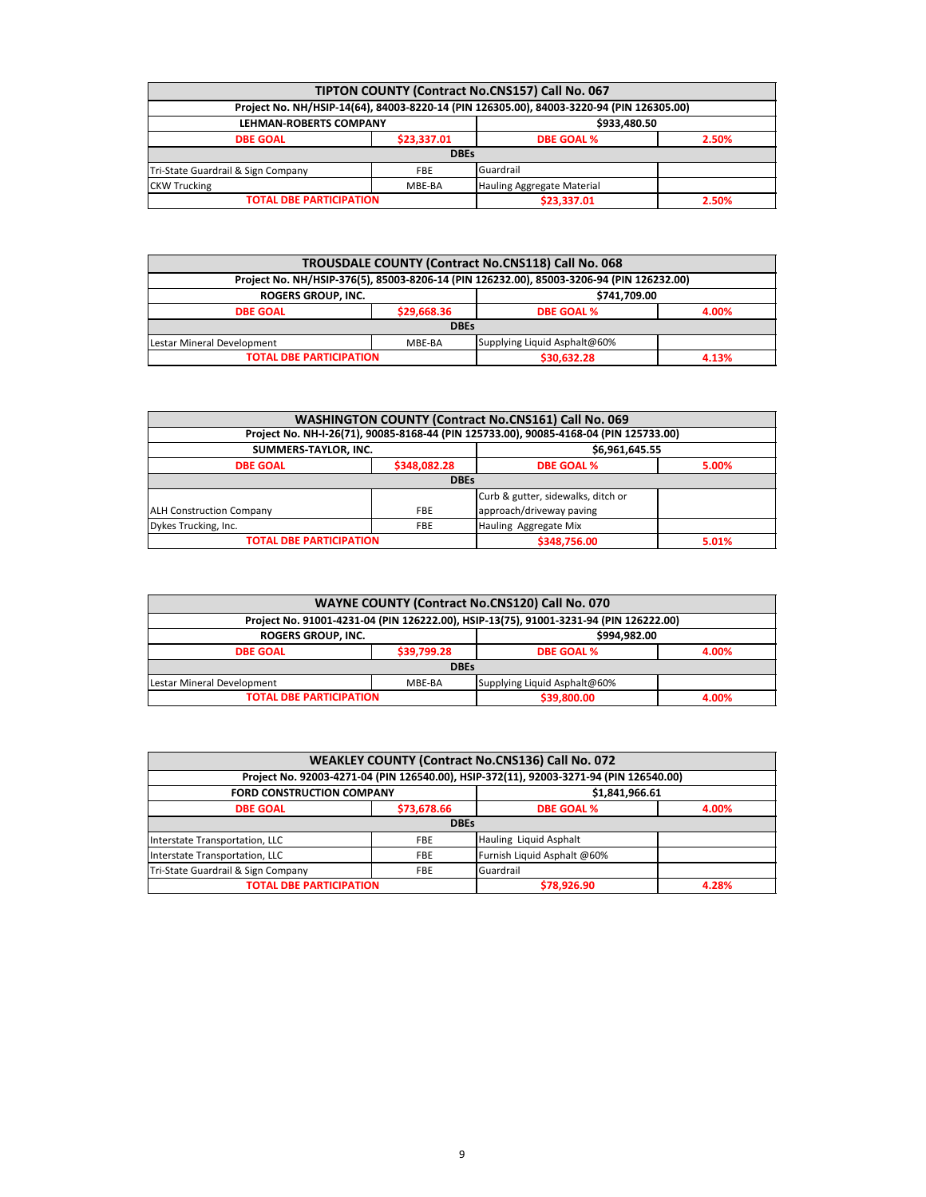| TIPTON COUNTY (Contract No.CNS157) Call No. 067 | | | |
|---|---|---|---|
| Project No. NH/HSIP-14(64), 84003-8220-14 (PIN 126305.00), 84003-3220-94 (PIN 126305.00) | | | |
| LEHMAN-ROBERTS COMPANY | | $933,480.50 | |
| DBE GOAL | $23,337.01 | DBE GOAL % | 2.50% |
| DBEs | | | |
| Tri-State Guardrail & Sign Company | FBE | Guardrail | |
| CKW Trucking | MBE-BA | Hauling Aggregate Material | |
| TOTAL DBE PARTICIPATION | | $23,337.01 | 2.50% |

| TROUSDALE COUNTY (Contract No.CNS118) Call No. 068 | | | |
|---|---|---|---|
| Project No. NH/HSIP-376(5), 85003-8206-14 (PIN 126232.00), 85003-3206-94 (PIN 126232.00) | | | |
| ROGERS GROUP, INC. | | $741,709.00 | |
| DBE GOAL | $29,668.36 | DBE GOAL % | 4.00% |
| DBEs | | | |
| Lestar Mineral Development | MBE-BA | Supplying Liquid Asphalt@60% | |
| TOTAL DBE PARTICIPATION | | $30,632.28 | 4.13% |

| WASHINGTON COUNTY (Contract No.CNS161) Call No. 069 | | | |
|---|---|---|---|
| Project No. NH-I-26(71), 90085-8168-44 (PIN 125733.00), 90085-4168-04 (PIN 125733.00) | | | |
| SUMMERS-TAYLOR, INC. | | $6,961,645.55 | |
| DBE GOAL | $348,082.28 | DBE GOAL % | 5.00% |
| DBEs | | | |
| ALH Construction Company | FBE | Curb & gutter, sidewalks, ditch or approach/driveway paving | |
| Dykes Trucking, Inc. | FBE | Hauling Aggregate Mix | |
| TOTAL DBE PARTICIPATION | | $348,756.00 | 5.01% |

| WAYNE COUNTY (Contract No.CNS120) Call No. 070 | | | |
|---|---|---|---|
| Project No. 91001-4231-04 (PIN 126222.00), HSIP-13(75), 91001-3231-94 (PIN 126222.00) | | | |
| ROGERS GROUP, INC. | | $994,982.00 | |
| DBE GOAL | $39,799.28 | DBE GOAL % | 4.00% |
| DBEs | | | |
| Lestar Mineral Development | MBE-BA | Supplying Liquid Asphalt@60% | |
| TOTAL DBE PARTICIPATION | | $39,800.00 | 4.00% |

| WEAKLEY COUNTY (Contract No.CNS136) Call No. 072 | | | |
|---|---|---|---|
| Project No. 92003-4271-04 (PIN 126540.00), HSIP-372(11), 92003-3271-94 (PIN 126540.00) | | | |
| FORD CONSTRUCTION COMPANY | | $1,841,966.61 | |
| DBE GOAL | $73,678.66 | DBE GOAL % | 4.00% |
| DBEs | | | |
| Interstate Transportation, LLC | FBE | Hauling Liquid Asphalt | |
| Interstate Transportation, LLC | FBE | Furnish Liquid Asphalt @60% | |
| Tri-State Guardrail & Sign Company | FBE | Guardrail | |
| TOTAL DBE PARTICIPATION | | $78,926.90 | 4.28% |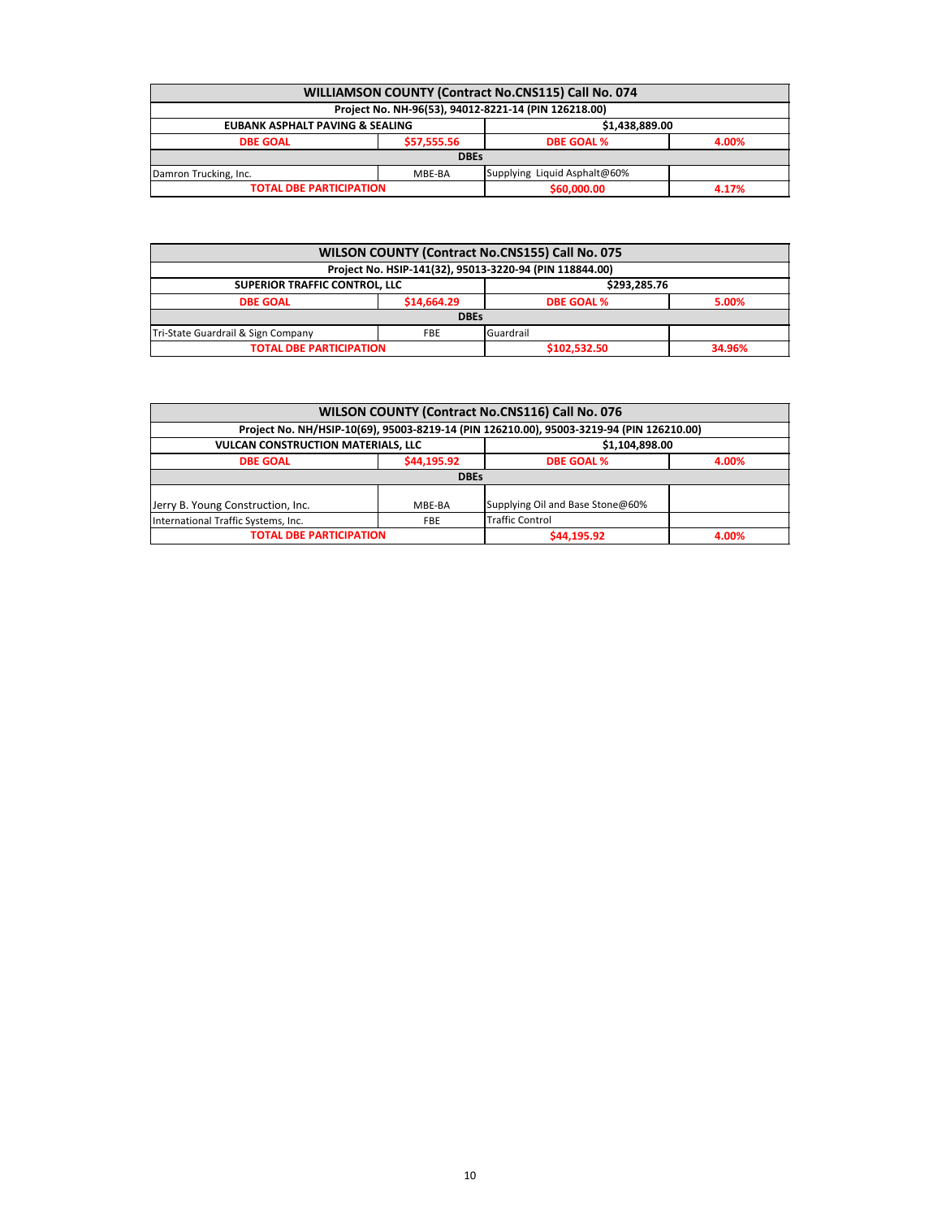| WILLIAMSON COUNTY (Contract No.CNS115) Call No. 074 | | | |
|---|---|---|---|
| Project No. NH-96(53), 94012-8221-14 (PIN 126218.00) | | | |
| EUBANK ASPHALT PAVING & SEALING | | $1,438,889.00 | |
| DBE GOAL | $57,555.56 | DBE GOAL % | 4.00% |
| DBEs | | | |
| Damron Trucking, Inc. | MBE-BA | Supplying Liquid Asphalt@60% | |
| TOTAL DBE PARTICIPATION | | $60,000.00 | 4.17% |

| WILSON COUNTY (Contract No.CNS155) Call No. 075 | | | |
|---|---|---|---|
| Project No. HSIP-141(32), 95013-3220-94 (PIN 118844.00) | | | |
| SUPERIOR TRAFFIC CONTROL, LLC | | $293,285.76 | |
| DBE GOAL | $14,664.29 | DBE GOAL % | 5.00% |
| DBEs | | | |
| Tri-State Guardrail & Sign Company | FBE | Guardrail | |
| TOTAL DBE PARTICIPATION | | $102,532.50 | 34.96% |

| WILSON COUNTY (Contract No.CNS116) Call No. 076 | | | |
|---|---|---|---|
| Project No. NH/HSIP-10(69), 95003-8219-14 (PIN 126210.00), 95003-3219-94 (PIN 126210.00) | | | |
| VULCAN CONSTRUCTION MATERIALS, LLC | | $1,104,898.00 | |
| DBE GOAL | $44,195.92 | DBE GOAL % | 4.00% |
| DBEs | | | |
| Jerry B. Young Construction, Inc. | MBE-BA | Supplying Oil and Base Stone@60% | |
| International Traffic Systems, Inc. | FBE | Traffic Control | |
| TOTAL DBE PARTICIPATION | | $44,195.92 | 4.00% |